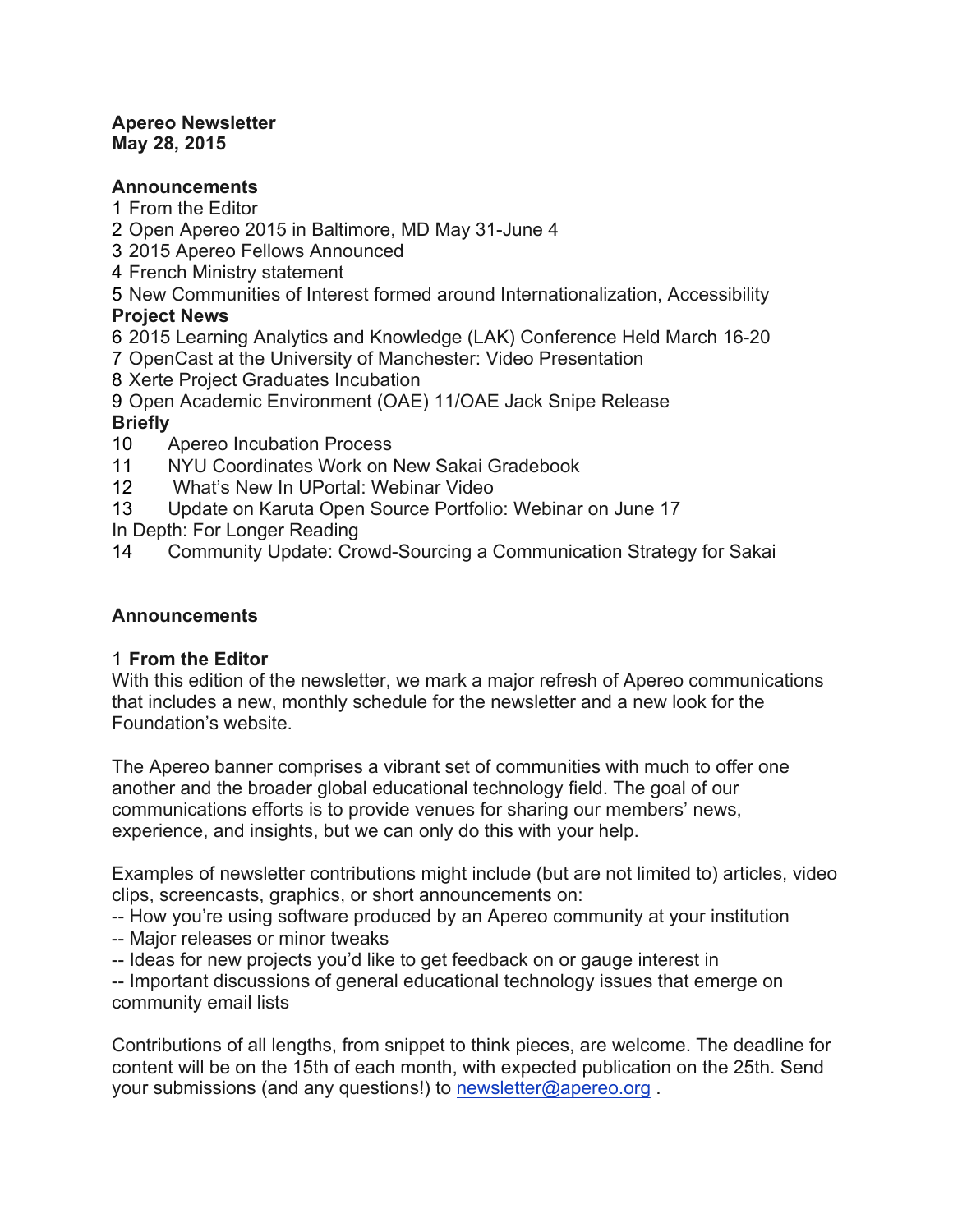**Apereo Newsletter**
**May 28, 2015**

**Announcements**

1 From the Editor
2 Open Apereo 2015 in Baltimore, MD May 31-June 4
3 2015 Apereo Fellows Announced
4 French Ministry statement
5 New Communities of Interest formed around Internationalization, Accessibility

**Project News**

6 2015 Learning Analytics and Knowledge (LAK) Conference Held March 16-20
7 OpenCast at the University of Manchester: Video Presentation
8 Xerte Project Graduates Incubation
9 Open Academic Environment (OAE) 11/OAE Jack Snipe Release

**Briefly**

10 Apereo Incubation Process
11 NYU Coordinates Work on New Sakai Gradebook
12 What's New In UPortal: Webinar Video
13 Update on Karuta Open Source Portfolio: Webinar on June 17

In Depth: For Longer Reading

14 Community Update: Crowd-Sourcing a Communication Strategy for Sakai

## Announcements

### 1 From the Editor

With this edition of the newsletter, we mark a major refresh of Apereo communications that includes a new, monthly schedule for the newsletter and a new look for the Foundation's website.

The Apereo banner comprises a vibrant set of communities with much to offer one another and the broader global educational technology field. The goal of our communications efforts is to provide venues for sharing our members' news, experience, and insights, but we can only do this with your help.

Examples of newsletter contributions might include (but are not limited to) articles, video clips, screencasts, graphics, or short announcements on:

-- How you're using software produced by an Apereo community at your institution
-- Major releases or minor tweaks
-- Ideas for new projects you'd like to get feedback on or gauge interest in
-- Important discussions of general educational technology issues that emerge on community email lists

Contributions of all lengths, from snippet to think pieces, are welcome. The deadline for content will be on the 15th of each month, with expected publication on the 25th. Send your submissions (and any questions!) to newsletter@apereo.org .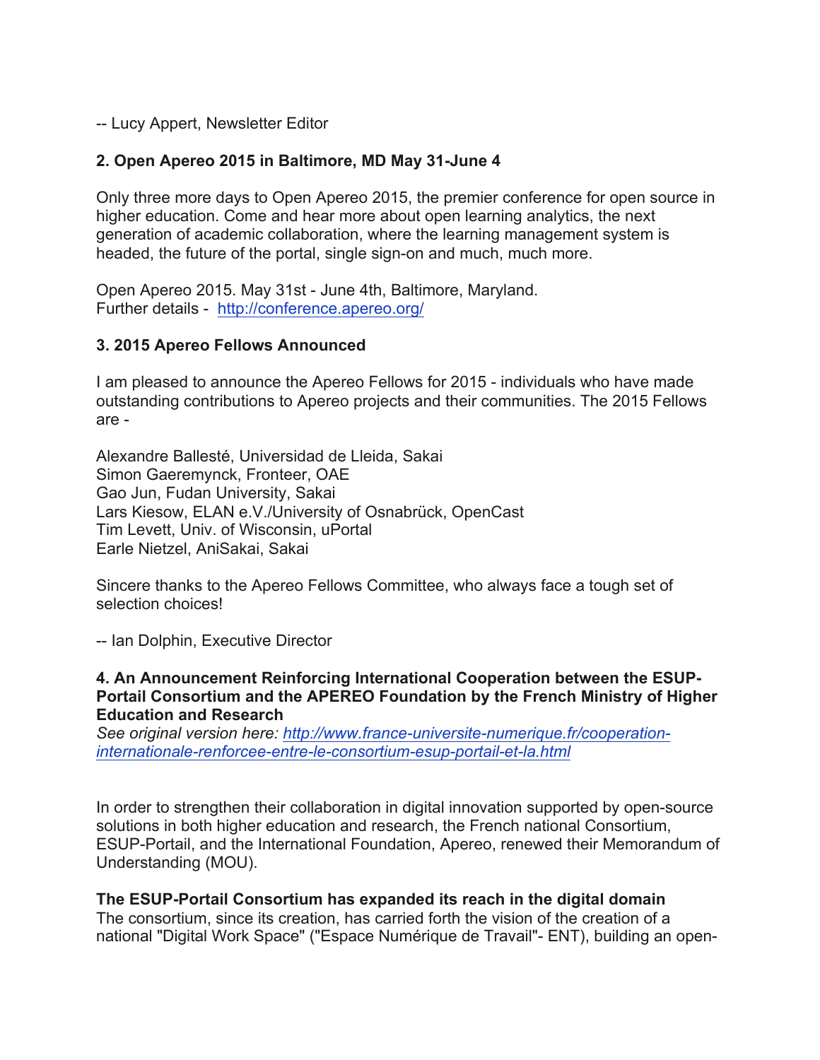-- Lucy Appert, Newsletter Editor

## 2. Open Apereo 2015 in Baltimore, MD May 31-June 4

Only three more days to Open Apereo 2015, the premier conference for open source in higher education. Come and hear more about open learning analytics, the next generation of academic collaboration, where the learning management system is headed, the future of the portal, single sign-on and much, much more.

Open Apereo 2015. May 31st - June 4th, Baltimore, Maryland.
Further details - [http://conference.apereo.org/](http://conference.apereo.org/)

## 3. 2015 Apereo Fellows Announced

I am pleased to announce the Apereo Fellows for 2015 - individuals who have made outstanding contributions to Apereo projects and their communities. The 2015 Fellows are -

Alexandre Ballesté, Universidad de Lleida, Sakai
Simon Gaeremynck, Fronteer, OAE
Gao Jun, Fudan University, Sakai
Lars Kiesow, ELAN e.V./University of Osnabrück, OpenCast
Tim Levett, Univ. of Wisconsin, uPortal
Earle Nietzel, AniSakai, Sakai

Sincere thanks to the Apereo Fellows Committee, who always face a tough set of selection choices!

-- Ian Dolphin, Executive Director

## 4. An Announcement Reinforcing International Cooperation between the ESUP-Portail Consortium and the APEREO Foundation by the French Ministry of Higher Education and Research

*See original version here: [http://www.france-universite-numerique.fr/cooperation-internationale-renforcee-entre-le-consortium-esup-portail-et-la.html](http://www.france-universite-numerique.fr/cooperation-internationale-renforcee-entre-le-consortium-esup-portail-et-la.html)*

In order to strengthen their collaboration in digital innovation supported by open-source solutions in both higher education and research, the French national Consortium, ESUP-Portail, and the International Foundation, Apereo, renewed their Memorandum of Understanding (MOU).

**The ESUP-Portail Consortium has expanded its reach in the digital domain**
The consortium, since its creation, has carried forth the vision of the creation of a national "Digital Work Space" ("Espace Numérique de Travail"- ENT), building an open-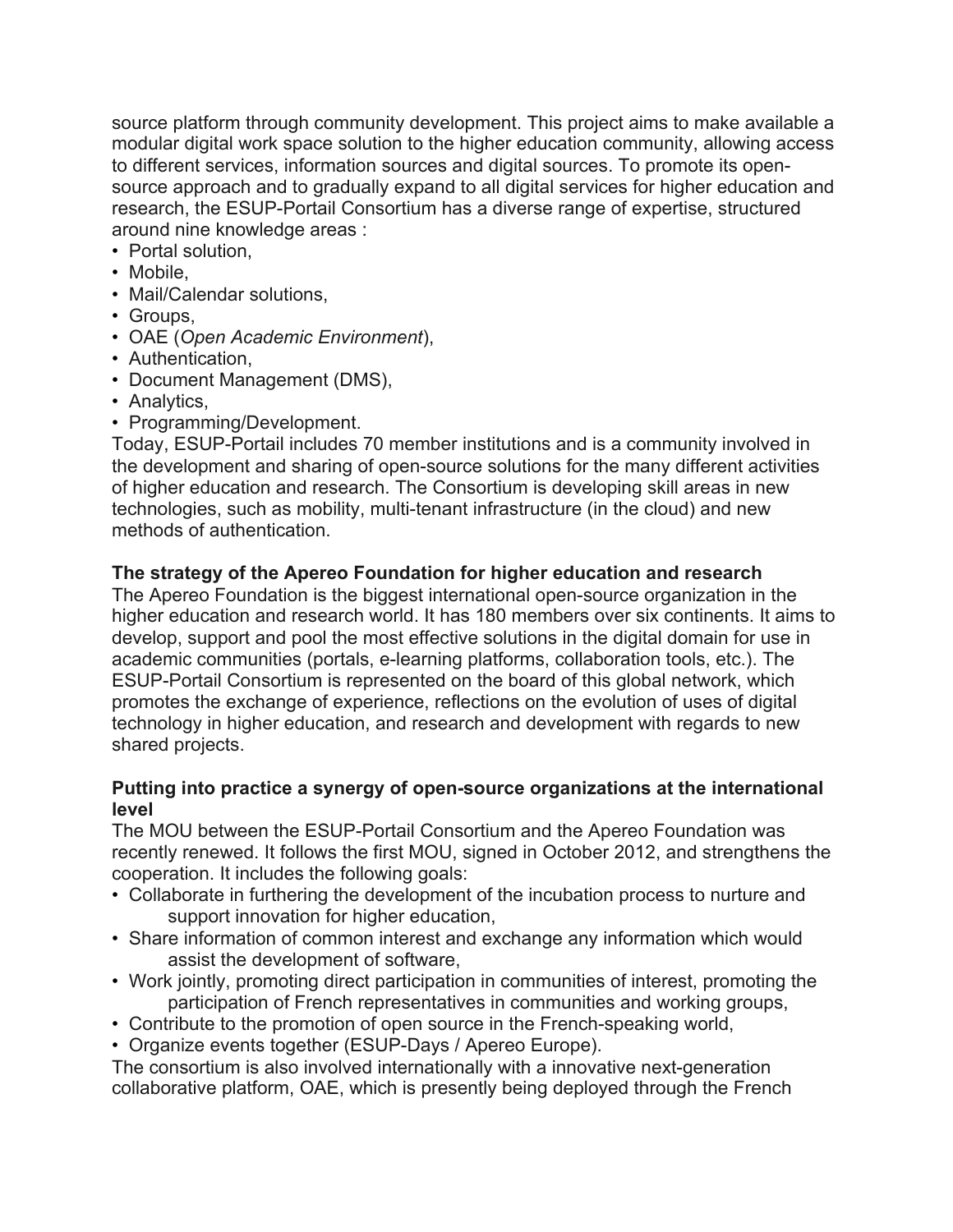source platform through community development. This project aims to make available a modular digital work space solution to the higher education community, allowing access to different services, information sources and digital sources. To promote its open-source approach and to gradually expand to all digital services for higher education and research, the ESUP-Portail Consortium has a diverse range of expertise, structured around nine knowledge areas :

- Portal solution,
- Mobile,
- Mail/Calendar solutions,
- Groups,
- OAE (*Open Academic Environment*),
- Authentication,
- Document Management (DMS),
- Analytics,
- Programming/Development.

Today, ESUP-Portail includes 70 member institutions and is a community involved in the development and sharing of open-source solutions for the many different activities of higher education and research. The Consortium is developing skill areas in new technologies, such as mobility, multi-tenant infrastructure (in the cloud) and new methods of authentication.

**The strategy of the Apereo Foundation for higher education and research**

The Apereo Foundation is the biggest international open-source organization in the higher education and research world. It has 180 members over six continents. It aims to develop, support and pool the most effective solutions in the digital domain for use in academic communities (portals, e-learning platforms, collaboration tools, etc.). The ESUP-Portail Consortium is represented on the board of this global network, which promotes the exchange of experience, reflections on the evolution of uses of digital technology in higher education, and research and development with regards to new shared projects.

**Putting into practice a synergy of open-source organizations at the international level**

The MOU between the ESUP-Portail Consortium and the Apereo Foundation was recently renewed. It follows the first MOU, signed in October 2012, and strengthens the cooperation. It includes the following goals:

- Collaborate in furthering the development of the incubation process to nurture and support innovation for higher education,
- Share information of common interest and exchange any information which would assist the development of software,
- Work jointly, promoting direct participation in communities of interest, promoting the participation of French representatives in communities and working groups,
- Contribute to the promotion of open source in the French-speaking world,
- Organize events together (ESUP-Days / Apereo Europe).

The consortium is also involved internationally with a innovative next-generation collaborative platform, OAE, which is presently being deployed through the French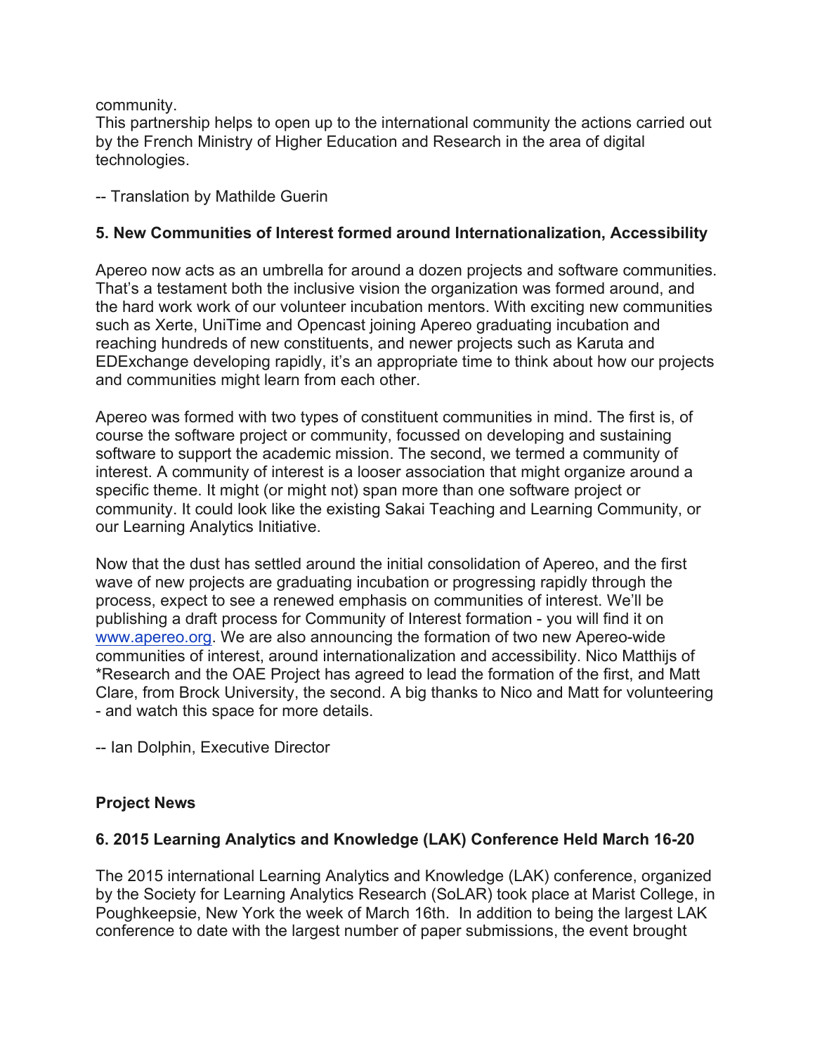community.
This partnership helps to open up to the international community the actions carried out by the French Ministry of Higher Education and Research in the area of digital technologies.

-- Translation by Mathilde Guerin

**5. New Communities of Interest formed around Internationalization, Accessibility**

Apereo now acts as an umbrella for around a dozen projects and software communities. That's a testament both the inclusive vision the organization was formed around, and the hard work work of our volunteer incubation mentors. With exciting new communities such as Xerte, UniTime and Opencast joining Apereo graduating incubation and reaching hundreds of new constituents, and newer projects such as Karuta and EDExchange developing rapidly, it's an appropriate time to think about how our projects and communities might learn from each other.

Apereo was formed with two types of constituent communities in mind. The first is, of course the software project or community, focussed on developing and sustaining software to support the academic mission. The second, we termed a community of interest. A community of interest is a looser association that might organize around a specific theme. It might (or might not) span more than one software project or community. It could look like the existing Sakai Teaching and Learning Community, or our Learning Analytics Initiative.

Now that the dust has settled around the initial consolidation of Apereo, and the first wave of new projects are graduating incubation or progressing rapidly through the process, expect to see a renewed emphasis on communities of interest. We'll be publishing a draft process for Community of Interest formation - you will find it on www.apereo.org. We are also announcing the formation of two new Apereo-wide communities of interest, around internationalization and accessibility. Nico Matthijs of *Research and the OAE Project has agreed to lead the formation of the first, and Matt Clare, from Brock University, the second. A big thanks to Nico and Matt for volunteering - and watch this space for more details.

-- Ian Dolphin, Executive Director

**Project News**

**6. 2015 Learning Analytics and Knowledge (LAK) Conference Held March 16-20**

The 2015 international Learning Analytics and Knowledge (LAK) conference, organized by the Society for Learning Analytics Research (SoLAR) took place at Marist College, in Poughkeepsie, New York the week of March 16th. In addition to being the largest LAK conference to date with the largest number of paper submissions, the event brought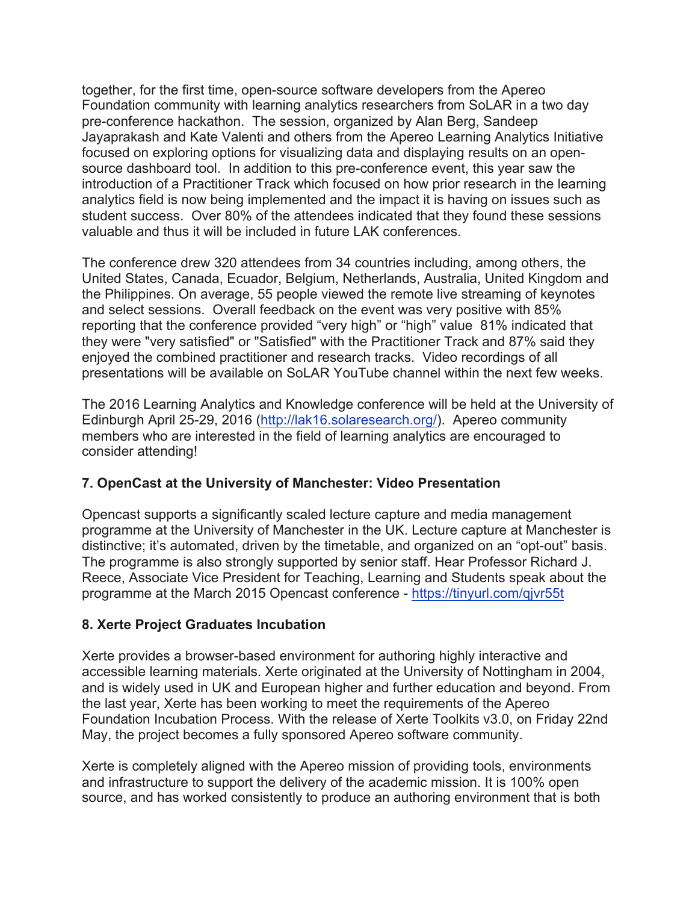together, for the first time, open-source software developers from the Apereo Foundation community with learning analytics researchers from SoLAR in a two day pre-conference hackathon. The session, organized by Alan Berg, Sandeep Jayaprakash and Kate Valenti and others from the Apereo Learning Analytics Initiative focused on exploring options for visualizing data and displaying results on an open-source dashboard tool. In addition to this pre-conference event, this year saw the introduction of a Practitioner Track which focused on how prior research in the learning analytics field is now being implemented and the impact it is having on issues such as student success. Over 80% of the attendees indicated that they found these sessions valuable and thus it will be included in future LAK conferences.

The conference drew 320 attendees from 34 countries including, among others, the United States, Canada, Ecuador, Belgium, Netherlands, Australia, United Kingdom and the Philippines. On average, 55 people viewed the remote live streaming of keynotes and select sessions. Overall feedback on the event was very positive with 85% reporting that the conference provided "very high" or "high" value 81% indicated that they were "very satisfied" or "Satisfied" with the Practitioner Track and 87% said they enjoyed the combined practitioner and research tracks. Video recordings of all presentations will be available on SoLAR YouTube channel within the next few weeks.

The 2016 Learning Analytics and Knowledge conference will be held at the University of Edinburgh April 25-29, 2016 (http://lak16.solaresearch.org/). Apereo community members who are interested in the field of learning analytics are encouraged to consider attending!

### 7. OpenCast at the University of Manchester: Video Presentation

Opencast supports a significantly scaled lecture capture and media management programme at the University of Manchester in the UK. Lecture capture at Manchester is distinctive; it's automated, driven by the timetable, and organized on an "opt-out" basis. The programme is also strongly supported by senior staff. Hear Professor Richard J. Reece, Associate Vice President for Teaching, Learning and Students speak about the programme at the March 2015 Opencast conference - https://tinyurl.com/qjvr55t

### 8. Xerte Project Graduates Incubation

Xerte provides a browser-based environment for authoring highly interactive and accessible learning materials. Xerte originated at the University of Nottingham in 2004, and is widely used in UK and European higher and further education and beyond. From the last year, Xerte has been working to meet the requirements of the Apereo Foundation Incubation Process. With the release of Xerte Toolkits v3.0, on Friday 22nd May, the project becomes a fully sponsored Apereo software community.

Xerte is completely aligned with the Apereo mission of providing tools, environments and infrastructure to support the delivery of the academic mission. It is 100% open source, and has worked consistently to produce an authoring environment that is both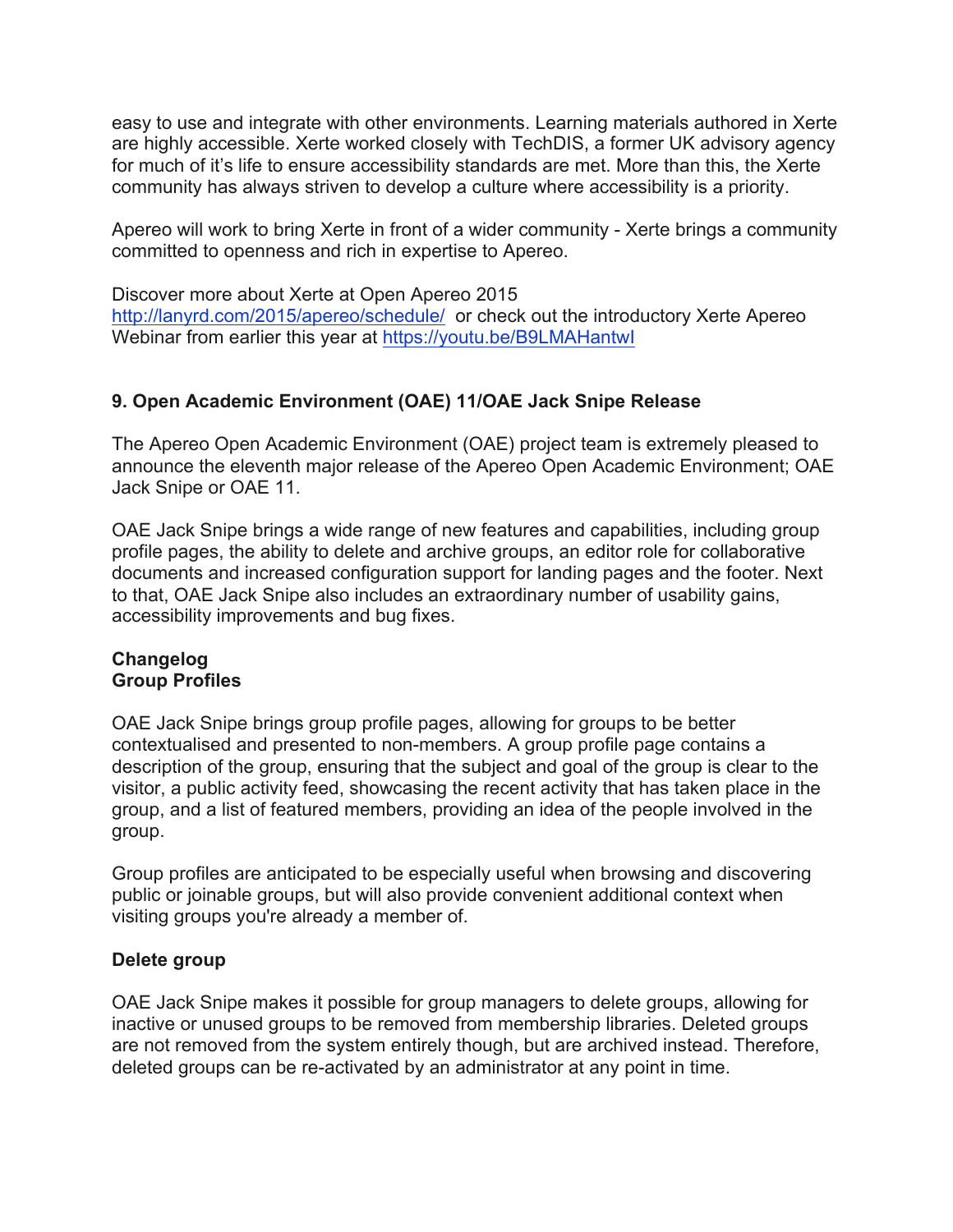easy to use and integrate with other environments. Learning materials authored in Xerte are highly accessible. Xerte worked closely with TechDIS, a former UK advisory agency for much of it's life to ensure accessibility standards are met. More than this, the Xerte community has always striven to develop a culture where accessibility is a priority.

Apereo will work to bring Xerte in front of a wider community - Xerte brings a community committed to openness and rich in expertise to Apereo.

Discover more about Xerte at Open Apereo 2015
http://lanyrd.com/2015/apereo/schedule/ or check out the introductory Xerte Apereo Webinar from earlier this year at https://youtu.be/B9LMAHantwI

### 9. Open Academic Environment (OAE) 11/OAE Jack Snipe Release

The Apereo Open Academic Environment (OAE) project team is extremely pleased to announce the eleventh major release of the Apereo Open Academic Environment; OAE Jack Snipe or OAE 11.

OAE Jack Snipe brings a wide range of new features and capabilities, including group profile pages, the ability to delete and archive groups, an editor role for collaborative documents and increased configuration support for landing pages and the footer. Next to that, OAE Jack Snipe also includes an extraordinary number of usability gains, accessibility improvements and bug fixes.

**Changelog**
**Group Profiles**

OAE Jack Snipe brings group profile pages, allowing for groups to be better contextualised and presented to non-members. A group profile page contains a description of the group, ensuring that the subject and goal of the group is clear to the visitor, a public activity feed, showcasing the recent activity that has taken place in the group, and a list of featured members, providing an idea of the people involved in the group.

Group profiles are anticipated to be especially useful when browsing and discovering public or joinable groups, but will also provide convenient additional context when visiting groups you're already a member of.

**Delete group**

OAE Jack Snipe makes it possible for group managers to delete groups, allowing for inactive or unused groups to be removed from membership libraries. Deleted groups are not removed from the system entirely though, but are archived instead. Therefore, deleted groups can be re-activated by an administrator at any point in time.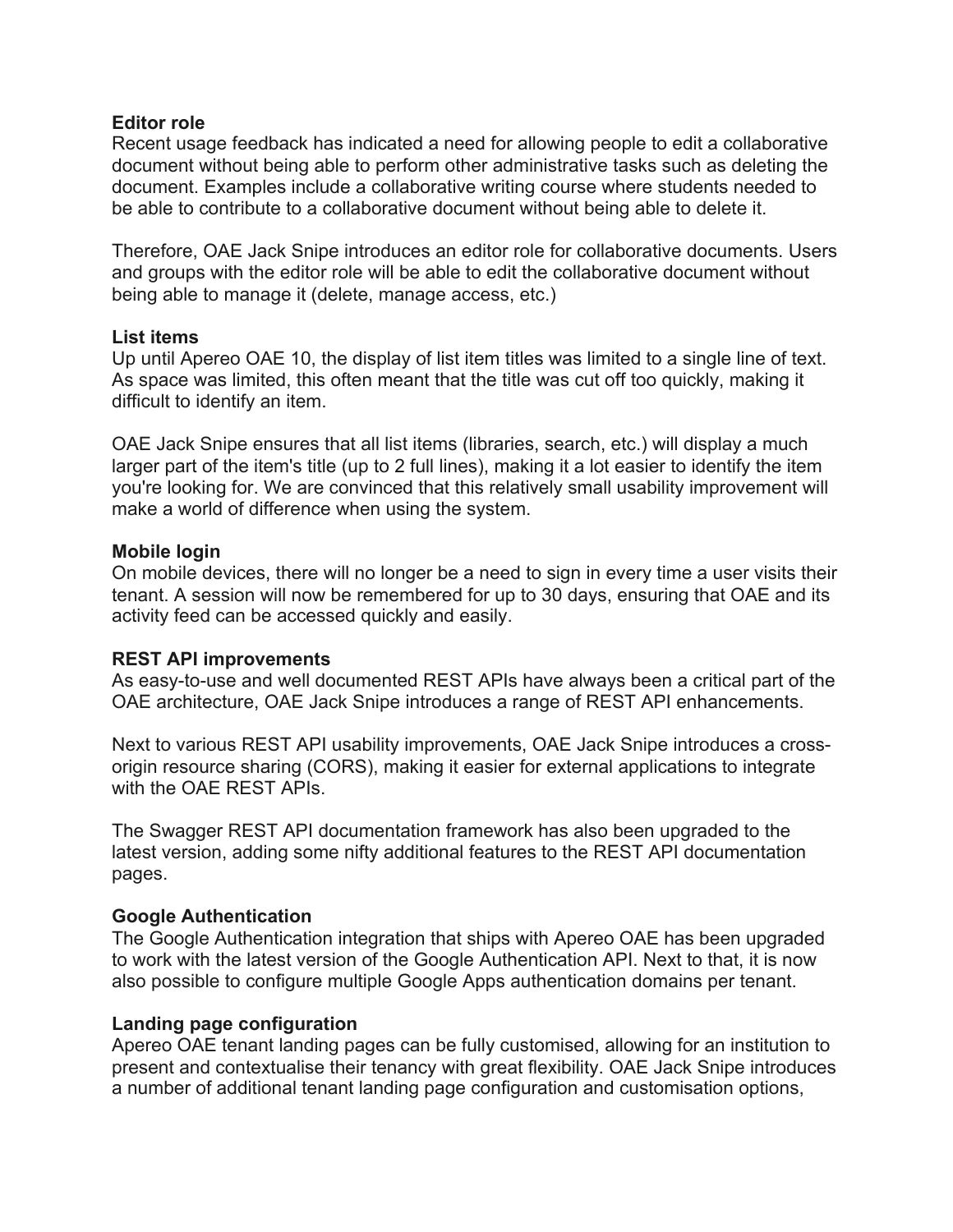**Editor role**

Recent usage feedback has indicated a need for allowing people to edit a collaborative document without being able to perform other administrative tasks such as deleting the document. Examples include a collaborative writing course where students needed to be able to contribute to a collaborative document without being able to delete it.

Therefore, OAE Jack Snipe introduces an editor role for collaborative documents. Users and groups with the editor role will be able to edit the collaborative document without being able to manage it (delete, manage access, etc.)

**List items**

Up until Apereo OAE 10, the display of list item titles was limited to a single line of text. As space was limited, this often meant that the title was cut off too quickly, making it difficult to identify an item.

OAE Jack Snipe ensures that all list items (libraries, search, etc.) will display a much larger part of the item's title (up to 2 full lines), making it a lot easier to identify the item you're looking for. We are convinced that this relatively small usability improvement will make a world of difference when using the system.

**Mobile login**

On mobile devices, there will no longer be a need to sign in every time a user visits their tenant. A session will now be remembered for up to 30 days, ensuring that OAE and its activity feed can be accessed quickly and easily.

**REST API improvements**

As easy-to-use and well documented REST APIs have always been a critical part of the OAE architecture, OAE Jack Snipe introduces a range of REST API enhancements.

Next to various REST API usability improvements, OAE Jack Snipe introduces a cross-origin resource sharing (CORS), making it easier for external applications to integrate with the OAE REST APIs.

The Swagger REST API documentation framework has also been upgraded to the latest version, adding some nifty additional features to the REST API documentation pages.

**Google Authentication**

The Google Authentication integration that ships with Apereo OAE has been upgraded to work with the latest version of the Google Authentication API. Next to that, it is now also possible to configure multiple Google Apps authentication domains per tenant.

**Landing page configuration**

Apereo OAE tenant landing pages can be fully customised, allowing for an institution to present and contextualise their tenancy with great flexibility. OAE Jack Snipe introduces a number of additional tenant landing page configuration and customisation options,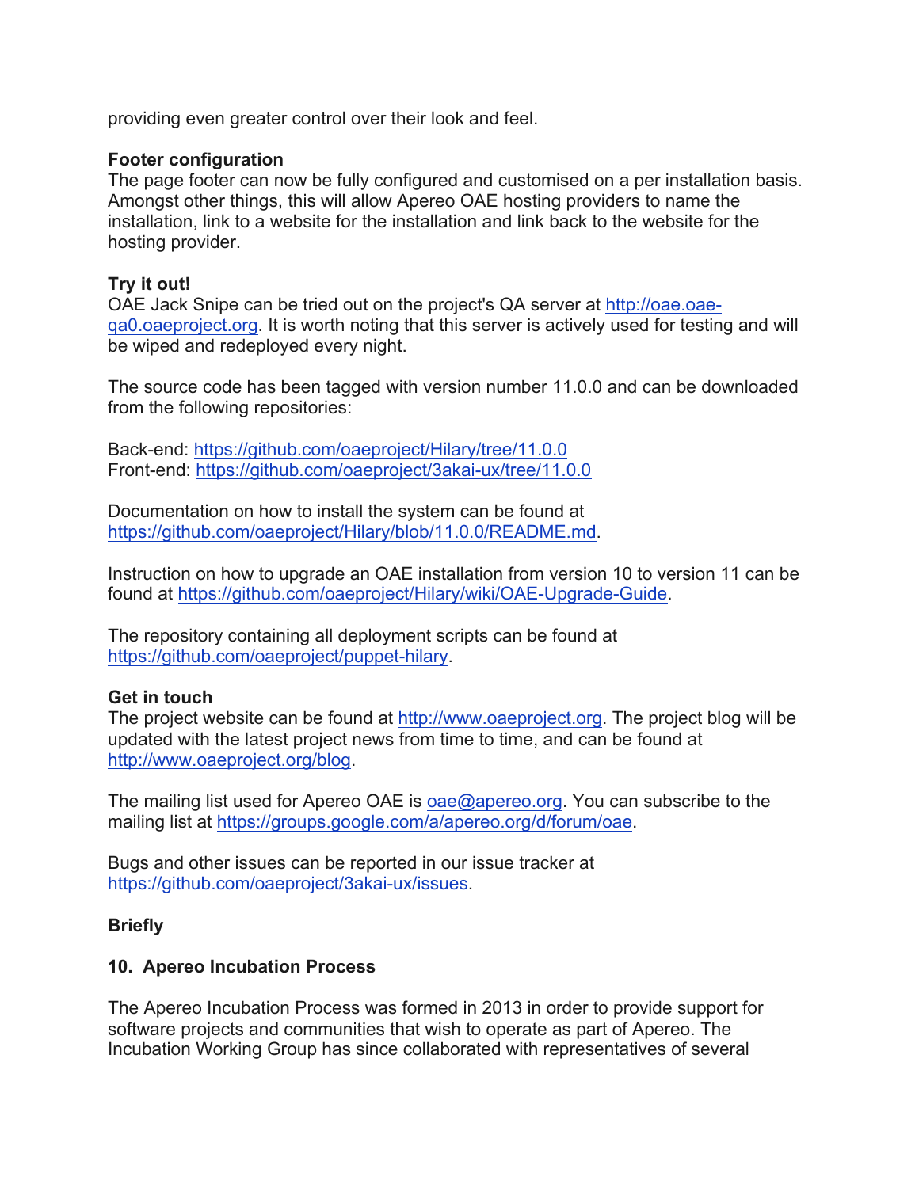providing even greater control over their look and feel.

**Footer configuration**
The page footer can now be fully configured and customised on a per installation basis. Amongst other things, this will allow Apereo OAE hosting providers to name the installation, link to a website for the installation and link back to the website for the hosting provider.

**Try it out!**
OAE Jack Snipe can be tried out on the project's QA server at http://oae.oae-qa0.oaeproject.org. It is worth noting that this server is actively used for testing and will be wiped and redeployed every night.

The source code has been tagged with version number 11.0.0 and can be downloaded from the following repositories:

Back-end: https://github.com/oaeproject/Hilary/tree/11.0.0
Front-end: https://github.com/oaeproject/3akai-ux/tree/11.0.0

Documentation on how to install the system can be found at https://github.com/oaeproject/Hilary/blob/11.0.0/README.md.

Instruction on how to upgrade an OAE installation from version 10 to version 11 can be found at https://github.com/oaeproject/Hilary/wiki/OAE-Upgrade-Guide.

The repository containing all deployment scripts can be found at https://github.com/oaeproject/puppet-hilary.

**Get in touch**
The project website can be found at http://www.oaeproject.org. The project blog will be updated with the latest project news from time to time, and can be found at http://www.oaeproject.org/blog.

The mailing list used for Apereo OAE is oae@apereo.org. You can subscribe to the mailing list at https://groups.google.com/a/apereo.org/d/forum/oae.

Bugs and other issues can be reported in our issue tracker at https://github.com/oaeproject/3akai-ux/issues.

**Briefly**

**10. Apereo Incubation Process**

The Apereo Incubation Process was formed in 2013 in order to provide support for software projects and communities that wish to operate as part of Apereo. The Incubation Working Group has since collaborated with representatives of several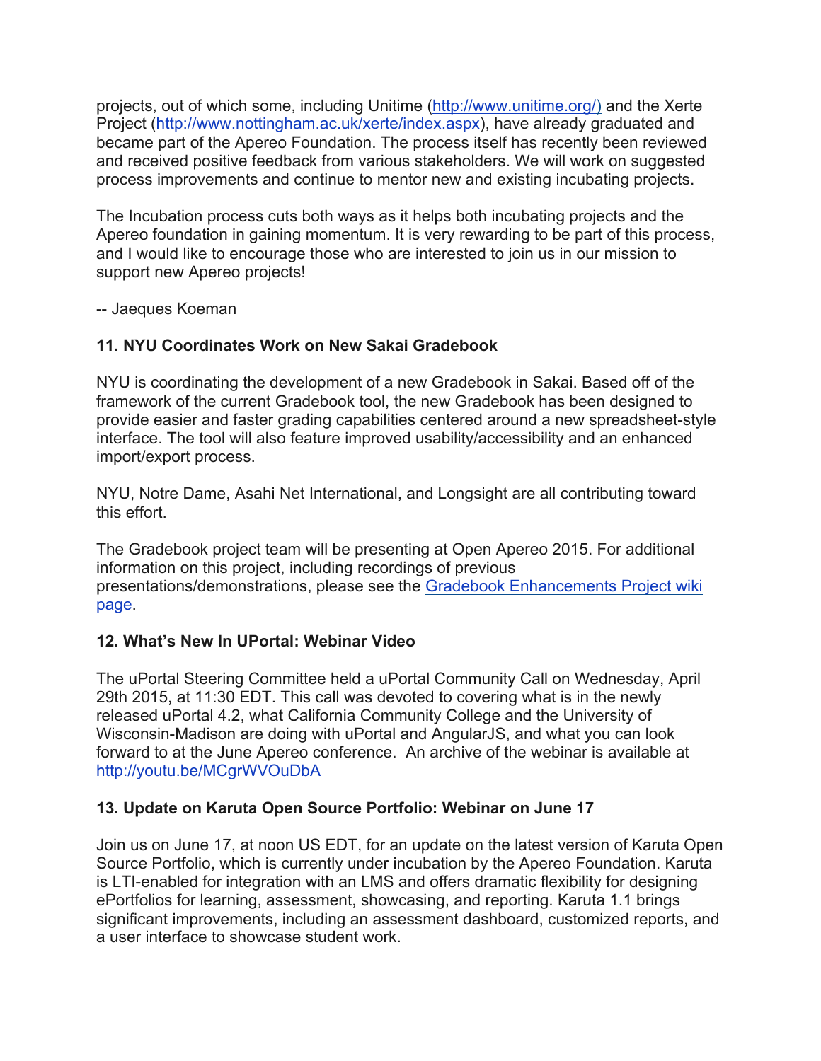projects, out of which some, including Unitime (http://www.unitime.org/) and the Xerte Project (http://www.nottingham.ac.uk/xerte/index.aspx), have already graduated and became part of the Apereo Foundation. The process itself has recently been reviewed and received positive feedback from various stakeholders. We will work on suggested process improvements and continue to mentor new and existing incubating projects.

The Incubation process cuts both ways as it helps both incubating projects and the Apereo foundation in gaining momentum. It is very rewarding to be part of this process, and I would like to encourage those who are interested to join us in our mission to support new Apereo projects!

-- Jaeques Koeman

**11. NYU Coordinates Work on New Sakai Gradebook**

NYU is coordinating the development of a new Gradebook in Sakai. Based off of the framework of the current Gradebook tool, the new Gradebook has been designed to provide easier and faster grading capabilities centered around a new spreadsheet-style interface. The tool will also feature improved usability/accessibility and an enhanced import/export process.

NYU, Notre Dame, Asahi Net International, and Longsight are all contributing toward this effort.

The Gradebook project team will be presenting at Open Apereo 2015. For additional information on this project, including recordings of previous presentations/demonstrations, please see the Gradebook Enhancements Project wiki page.

**12. What's New In UPortal: Webinar Video**

The uPortal Steering Committee held a uPortal Community Call on Wednesday, April 29th 2015, at 11:30 EDT. This call was devoted to covering what is in the newly released uPortal 4.2, what California Community College and the University of Wisconsin-Madison are doing with uPortal and AngularJS, and what you can look forward to at the June Apereo conference. An archive of the webinar is available at http://youtu.be/MCgrWVOuDbA

**13. Update on Karuta Open Source Portfolio: Webinar on June 17**

Join us on June 17, at noon US EDT, for an update on the latest version of Karuta Open Source Portfolio, which is currently under incubation by the Apereo Foundation. Karuta is LTI-enabled for integration with an LMS and offers dramatic flexibility for designing ePortfolios for learning, assessment, showcasing, and reporting. Karuta 1.1 brings significant improvements, including an assessment dashboard, customized reports, and a user interface to showcase student work.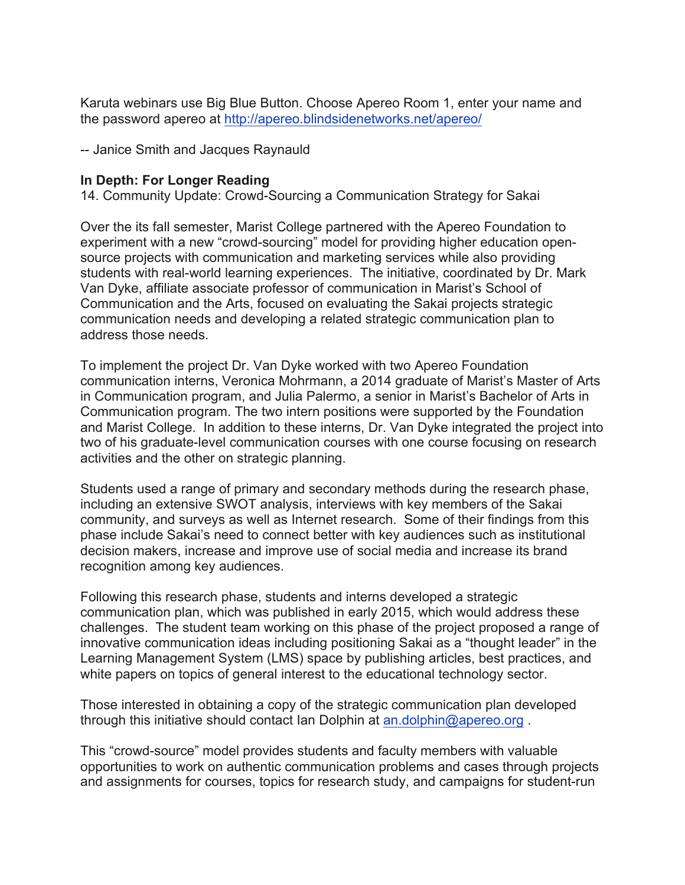Karuta webinars use Big Blue Button. Choose Apereo Room 1, enter your name and the password apereo at [http://apereo.blindsidenetworks.net/apereo/](http://apereo.blindsidenetworks.net/apereo/)

-- Janice Smith and Jacques Raynauld

**In Depth: For Longer Reading**

14. Community Update: Crowd-Sourcing a Communication Strategy for Sakai

Over the its fall semester, Marist College partnered with the Apereo Foundation to experiment with a new "crowd-sourcing" model for providing higher education open-source projects with communication and marketing services while also providing students with real-world learning experiences. The initiative, coordinated by Dr. Mark Van Dyke, affiliate associate professor of communication in Marist's School of Communication and the Arts, focused on evaluating the Sakai projects strategic communication needs and developing a related strategic communication plan to address those needs.

To implement the project Dr. Van Dyke worked with two Apereo Foundation communication interns, Veronica Mohrmann, a 2014 graduate of Marist's Master of Arts in Communication program, and Julia Palermo, a senior in Marist's Bachelor of Arts in Communication program. The two intern positions were supported by the Foundation and Marist College. In addition to these interns, Dr. Van Dyke integrated the project into two of his graduate-level communication courses with one course focusing on research activities and the other on strategic planning.

Students used a range of primary and secondary methods during the research phase, including an extensive SWOT analysis, interviews with key members of the Sakai community, and surveys as well as Internet research. Some of their findings from this phase include Sakai's need to connect better with key audiences such as institutional decision makers, increase and improve use of social media and increase its brand recognition among key audiences.

Following this research phase, students and interns developed a strategic communication plan, which was published in early 2015, which would address these challenges. The student team working on this phase of the project proposed a range of innovative communication ideas including positioning Sakai as a "thought leader" in the Learning Management System (LMS) space by publishing articles, best practices, and white papers on topics of general interest to the educational technology sector.

Those interested in obtaining a copy of the strategic communication plan developed through this initiative should contact Ian Dolphin at [an.dolphin@apereo.org](mailto:an.dolphin@apereo.org) .

This "crowd-source" model provides students and faculty members with valuable opportunities to work on authentic communication problems and cases through projects and assignments for courses, topics for research study, and campaigns for student-run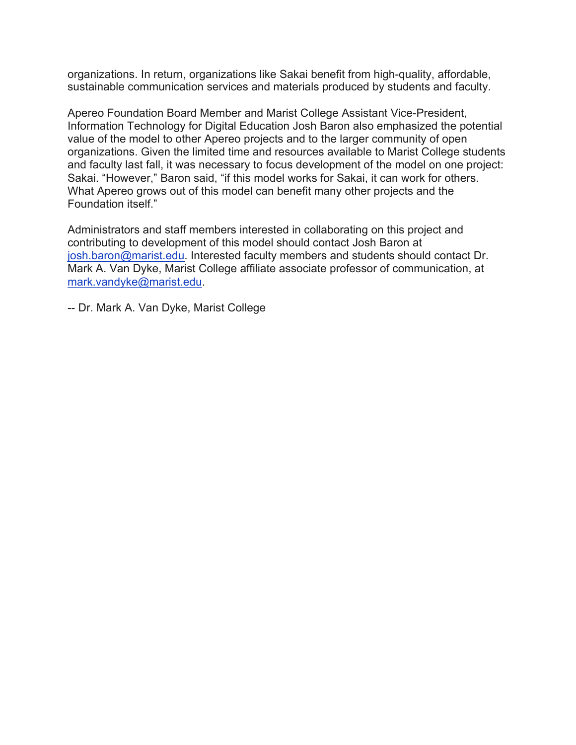organizations. In return, organizations like Sakai benefit from high-quality, affordable, sustainable communication services and materials produced by students and faculty.

Apereo Foundation Board Member and Marist College Assistant Vice-President, Information Technology for Digital Education Josh Baron also emphasized the potential value of the model to other Apereo projects and to the larger community of open organizations. Given the limited time and resources available to Marist College students and faculty last fall, it was necessary to focus development of the model on one project: Sakai. "However," Baron said, "if this model works for Sakai, it can work for others. What Apereo grows out of this model can benefit many other projects and the Foundation itself."

Administrators and staff members interested in collaborating on this project and contributing to development of this model should contact Josh Baron at josh.baron@marist.edu. Interested faculty members and students should contact Dr. Mark A. Van Dyke, Marist College affiliate associate professor of communication, at mark.vandyke@marist.edu.

-- Dr. Mark A. Van Dyke, Marist College